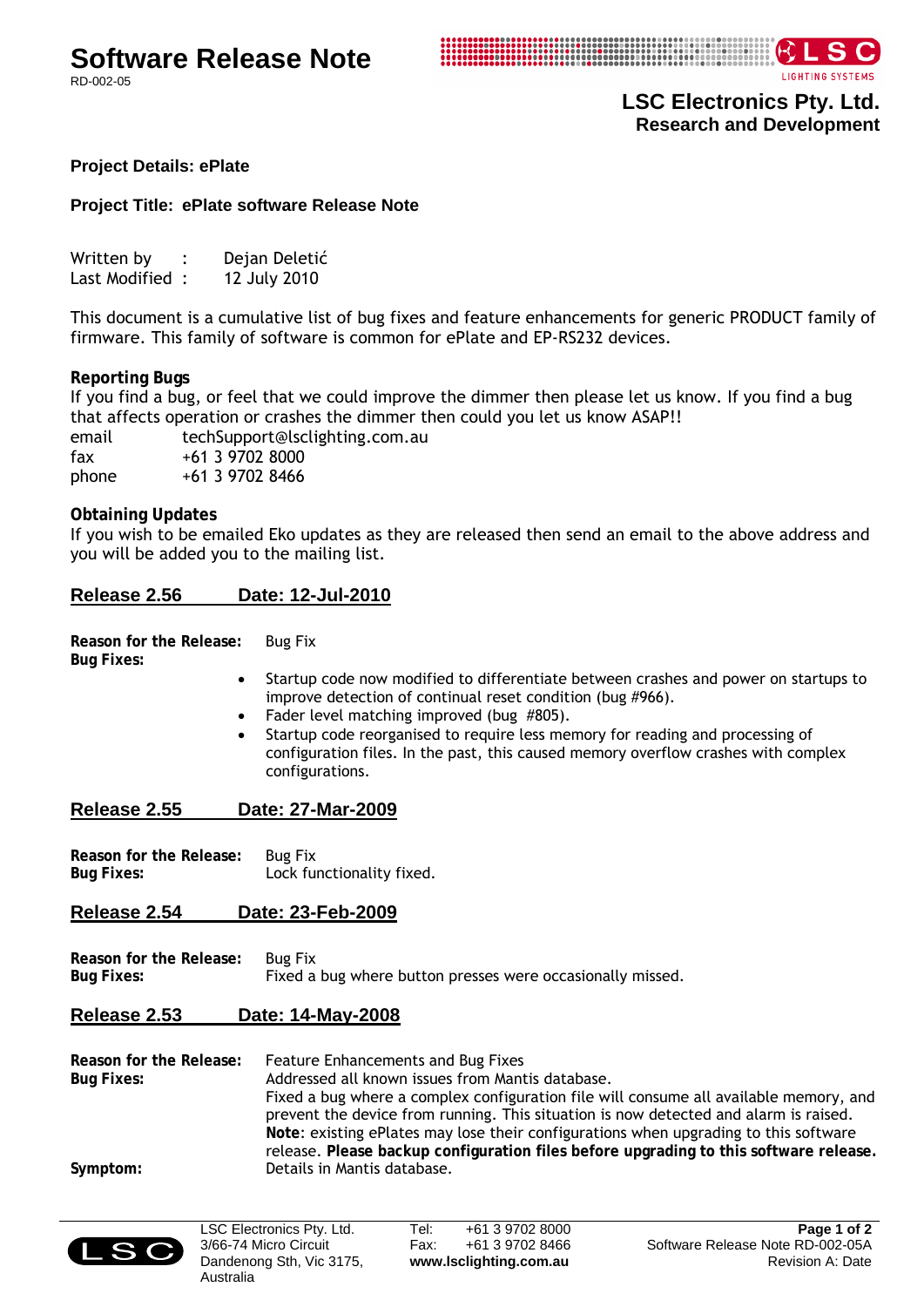# Software Release Note

RD-002-05

**LSC Electronics Pty. Ltd.**
**Research and Development**

**Project Details: ePlate**

**Project Title: ePlate software Release Note**

Written by : Dejan Deletić
Last Modified : 12 July 2010

This document is a cumulative list of bug fixes and feature enhancements for generic PRODUCT family of firmware. This family of software is common for ePlate and EP-RS232 devices.

**Reporting Bugs**
If you find a bug, or feel that we could improve the dimmer then please let us know. If you find a bug that affects operation or crashes the dimmer then could you let us know ASAP!!

email techSupport@lsclighting.com.au
fax +61 3 9702 8000
phone +61 3 9702 8466

**Obtaining Updates**
If you wish to be emailed Eko updates as they are released then send an email to the above address and you will be added you to the mailing list.

## Release 2.56 Date: 12-Jul-2010

**Reason for the Release:** Bug Fix
**Bug Fixes:**

- Startup code now modified to differentiate between crashes and power on startups to improve detection of continual reset condition (bug #966).
- Fader level matching improved (bug #805).
- Startup code reorganised to require less memory for reading and processing of configuration files. In the past, this caused memory overflow crashes with complex configurations.

## Release 2.55 Date: 27-Mar-2009

**Reason for the Release:** Bug Fix
**Bug Fixes:** Lock functionality fixed.

## Release 2.54 Date: 23-Feb-2009

**Reason for the Release:** Bug Fix
**Bug Fixes:** Fixed a bug where button presses were occasionally missed.

## Release 2.53 Date: 14-May-2008

**Reason for the Release:** Feature Enhancements and Bug Fixes
**Bug Fixes:** Addressed all known issues from Mantis database.
Fixed a bug where a complex configuration file will consume all available memory, and prevent the device from running. This situation is now detected and alarm is raised.
**Note**: existing ePlates may lose their configurations when upgrading to this software release. **Please backup configuration files before upgrading to this software release.**
**Symptom:** Details in Mantis database.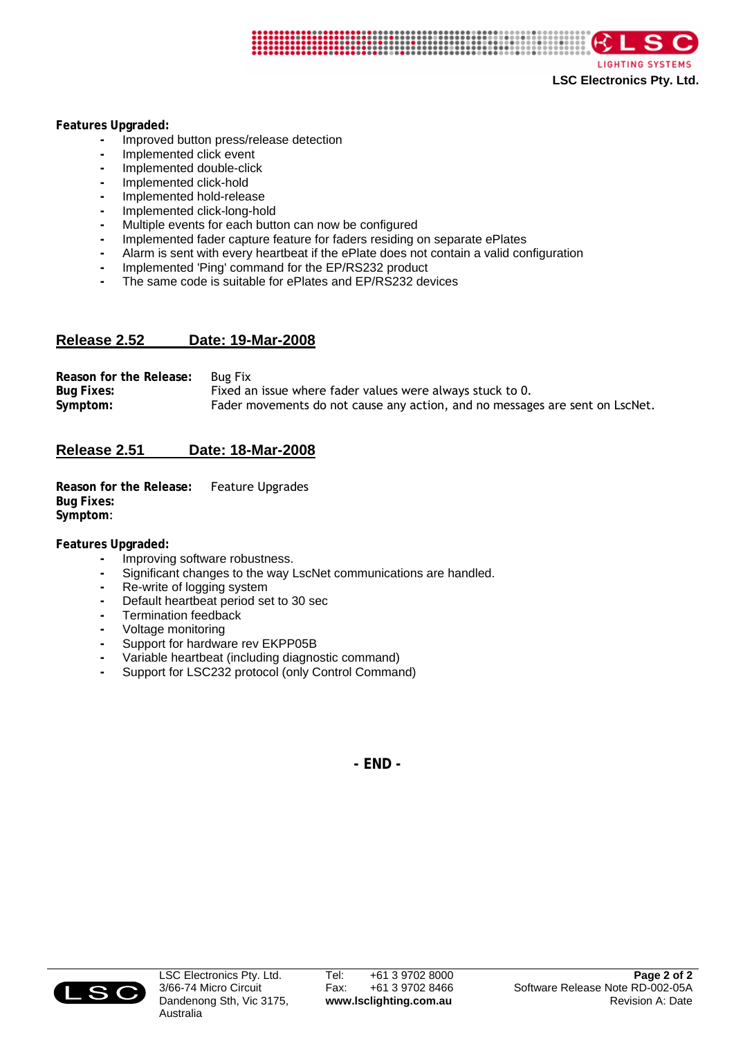**Features Upgraded:**

- Improved button press/release detection
- Implemented click event
- Implemented double-click
- Implemented click-hold
- Implemented hold-release
- Implemented click-long-hold
- Multiple events for each button can now be configured
- Implemented fader capture feature for faders residing on separate ePlates
- Alarm is sent with every heartbeat if the ePlate does not contain a valid configuration
- Implemented 'Ping' command for the EP/RS232 product
- The same code is suitable for ePlates and EP/RS232 devices

## Release 2.52 Date: 19-Mar-2008

**Reason for the Release:** Bug Fix
**Bug Fixes:** Fixed an issue where fader values were always stuck to 0.
**Symptom:** Fader movements do not cause any action, and no messages are sent on LscNet.

## Release 2.51 Date: 18-Mar-2008

**Reason for the Release:** Feature Upgrades
**Bug Fixes:**
**Symptom:**

**Features Upgraded:**

- Improving software robustness.
- Significant changes to the way LscNet communications are handled.
- Re-write of logging system
- Default heartbeat period set to 30 sec
- Termination feedback
- Voltage monitoring
- Support for hardware rev EKPP05B
- Variable heartbeat (including diagnostic command)
- Support for LSC232 protocol (only Control Command)

**- END -**